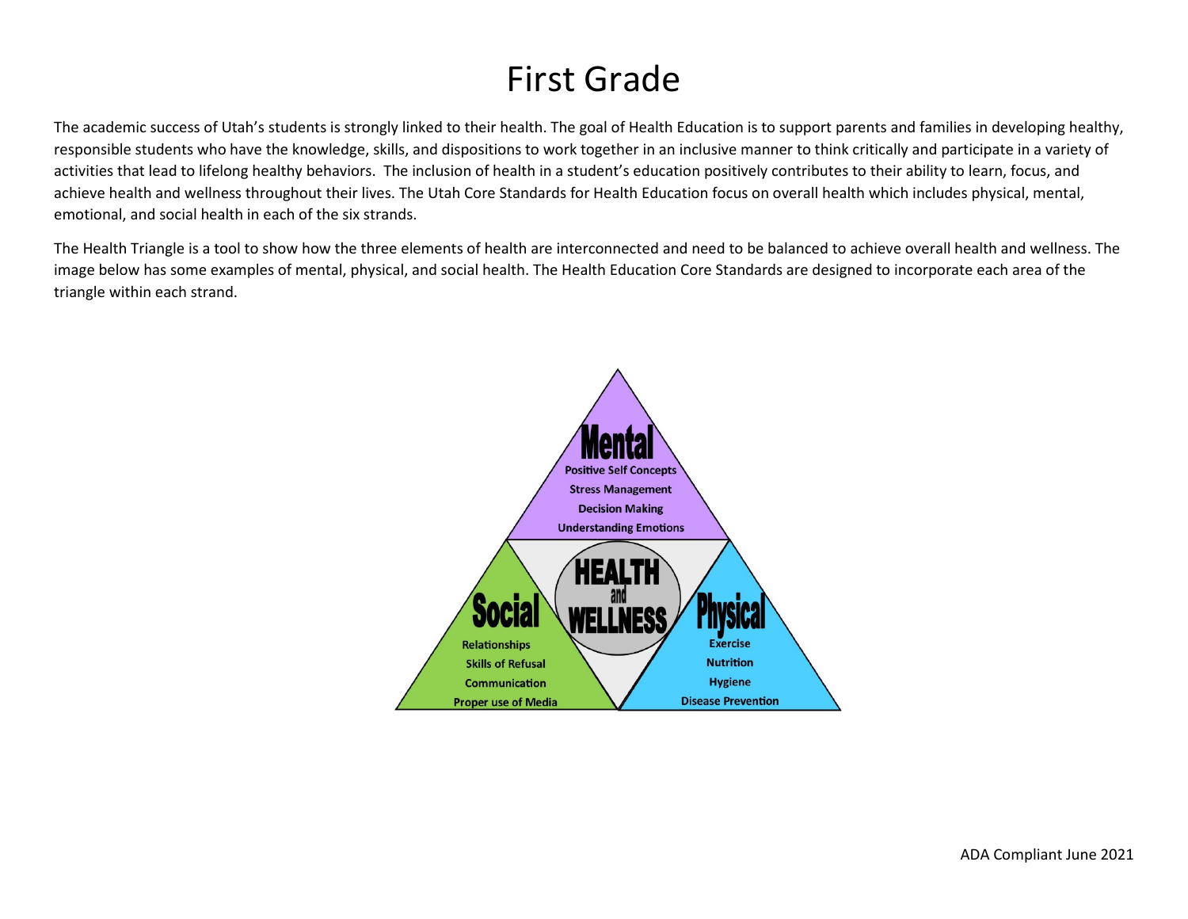# First Grade

The academic success of Utah's students is strongly linked to their health. The goal of Health Education is to support parents and families in developing healthy, responsible students who have the knowledge, skills, and dispositions to work together in an inclusive manner to think critically and participate in a variety of activities that lead to lifelong healthy behaviors. The inclusion of health in a student's education positively contributes to their ability to learn, focus, and achieve health and wellness throughout their lives. The Utah Core Standards for Health Education focus on overall health which includes physical, mental, emotional, and social health in each of the six strands.

The Health Triangle is a tool to show how the three elements of health are interconnected and need to be balanced to achieve overall health and wellness. The image below has some examples of mental, physical, and social health. The Health Education Core Standards are designed to incorporate each area of the triangle within each strand.

**Mental**
- Positive Self Concepts
- Stress Management
- Decision Making
- Understanding Emotions

**HEALTH and WELLNESS**

**Social**
- Relationships
- Skills of Refusal
- Communication
- Proper use of Media

**Physical**
- Exercise
- Nutrition
- Hygiene
- Disease Prevention

ADA Compliant June 2021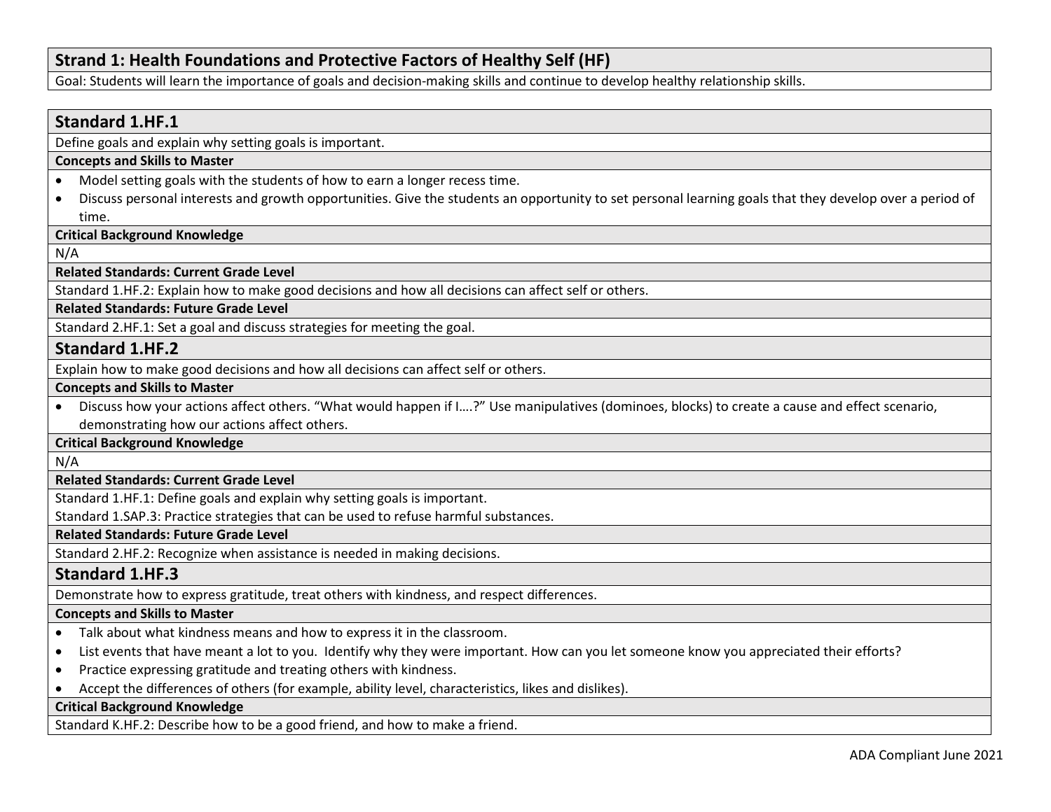## Strand 1: Health Foundations and Protective Factors of Healthy Self (HF)

Goal: Students will learn the importance of goals and decision-making skills and continue to develop healthy relationship skills.

### Standard 1.HF.1

Define goals and explain why setting goals is important.

**Concepts and Skills to Master**

- Model setting goals with the students of how to earn a longer recess time.
- Discuss personal interests and growth opportunities. Give the students an opportunity to set personal learning goals that they develop over a period of time.

**Critical Background Knowledge**

N/A

**Related Standards: Current Grade Level**

Standard 1.HF.2: Explain how to make good decisions and how all decisions can affect self or others.

**Related Standards: Future Grade Level**

Standard 2.HF.1: Set a goal and discuss strategies for meeting the goal.

### Standard 1.HF.2

Explain how to make good decisions and how all decisions can affect self or others.

**Concepts and Skills to Master**

- Discuss how your actions affect others. "What would happen if I….?" Use manipulatives (dominoes, blocks) to create a cause and effect scenario, demonstrating how our actions affect others.

**Critical Background Knowledge**

N/A

**Related Standards: Current Grade Level**

Standard 1.HF.1: Define goals and explain why setting goals is important.

Standard 1.SAP.3: Practice strategies that can be used to refuse harmful substances.

**Related Standards: Future Grade Level**

Standard 2.HF.2: Recognize when assistance is needed in making decisions.

### Standard 1.HF.3

Demonstrate how to express gratitude, treat others with kindness, and respect differences.

**Concepts and Skills to Master**

- Talk about what kindness means and how to express it in the classroom.
- List events that have meant a lot to you. Identify why they were important. How can you let someone know you appreciated their efforts?
- Practice expressing gratitude and treating others with kindness.
- Accept the differences of others (for example, ability level, characteristics, likes and dislikes).

**Critical Background Knowledge**

Standard K.HF.2: Describe how to be a good friend, and how to make a friend.

ADA Compliant June 2021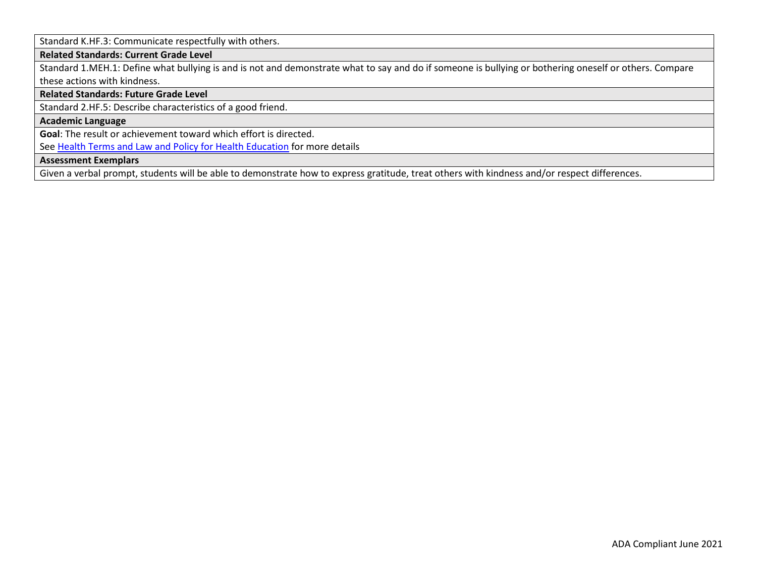Standard K.HF.3: Communicate respectfully with others.

**Related Standards: Current Grade Level**

Standard 1.MEH.1: Define what bullying is and is not and demonstrate what to say and do if someone is bullying or bothering oneself or others. Compare these actions with kindness.

**Related Standards: Future Grade Level**

Standard 2.HF.5: Describe characteristics of a good friend.

**Academic Language**

**Goal**: The result or achievement toward which effort is directed.

See [Health Terms and Law and Policy for Health Education]() for more details

**Assessment Exemplars**

Given a verbal prompt, students will be able to demonstrate how to express gratitude, treat others with kindness and/or respect differences.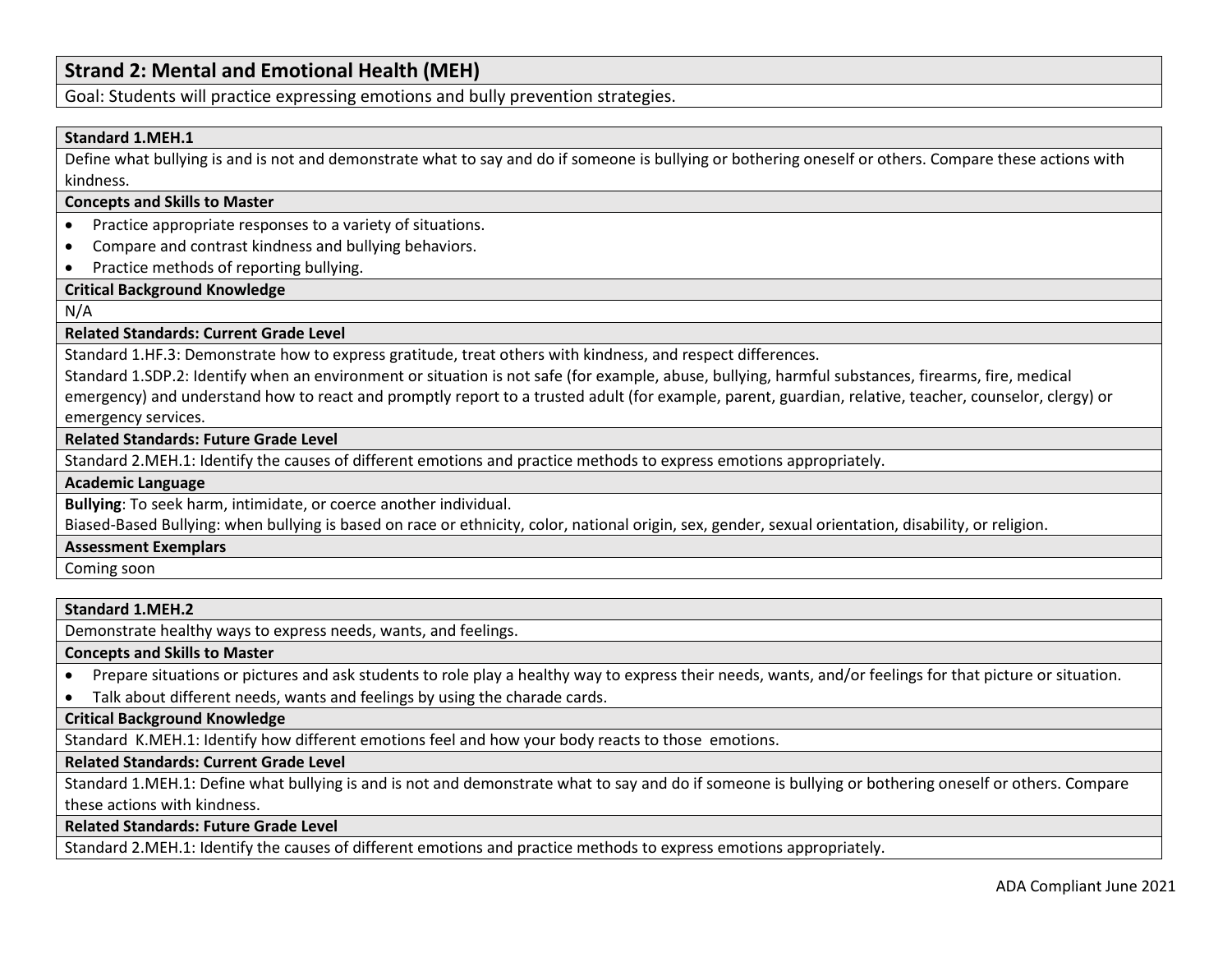## Strand 2: Mental and Emotional Health (MEH)

Goal: Students will practice expressing emotions and bully prevention strategies.

### Standard 1.MEH.1

Define what bullying is and is not and demonstrate what to say and do if someone is bullying or bothering oneself or others. Compare these actions with kindness.

**Concepts and Skills to Master**

- Practice appropriate responses to a variety of situations.
- Compare and contrast kindness and bullying behaviors.
- Practice methods of reporting bullying.

**Critical Background Knowledge**

N/A

**Related Standards: Current Grade Level**

Standard 1.HF.3: Demonstrate how to express gratitude, treat others with kindness, and respect differences.

Standard 1.SDP.2: Identify when an environment or situation is not safe (for example, abuse, bullying, harmful substances, firearms, fire, medical emergency) and understand how to react and promptly report to a trusted adult (for example, parent, guardian, relative, teacher, counselor, clergy) or emergency services.

**Related Standards: Future Grade Level**

Standard 2.MEH.1: Identify the causes of different emotions and practice methods to express emotions appropriately.

**Academic Language**

**Bullying**: To seek harm, intimidate, or coerce another individual.

Biased-Based Bullying: when bullying is based on race or ethnicity, color, national origin, sex, gender, sexual orientation, disability, or religion.

**Assessment Exemplars**

Coming soon

### Standard 1.MEH.2

Demonstrate healthy ways to express needs, wants, and feelings.

**Concepts and Skills to Master**

- Prepare situations or pictures and ask students to role play a healthy way to express their needs, wants, and/or feelings for that picture or situation.
- Talk about different needs, wants and feelings by using the charade cards.

**Critical Background Knowledge**

Standard K.MEH.1: Identify how different emotions feel and how your body reacts to those emotions.

**Related Standards: Current Grade Level**

Standard 1.MEH.1: Define what bullying is and is not and demonstrate what to say and do if someone is bullying or bothering oneself or others. Compare these actions with kindness.

**Related Standards: Future Grade Level**

Standard 2.MEH.1: Identify the causes of different emotions and practice methods to express emotions appropriately.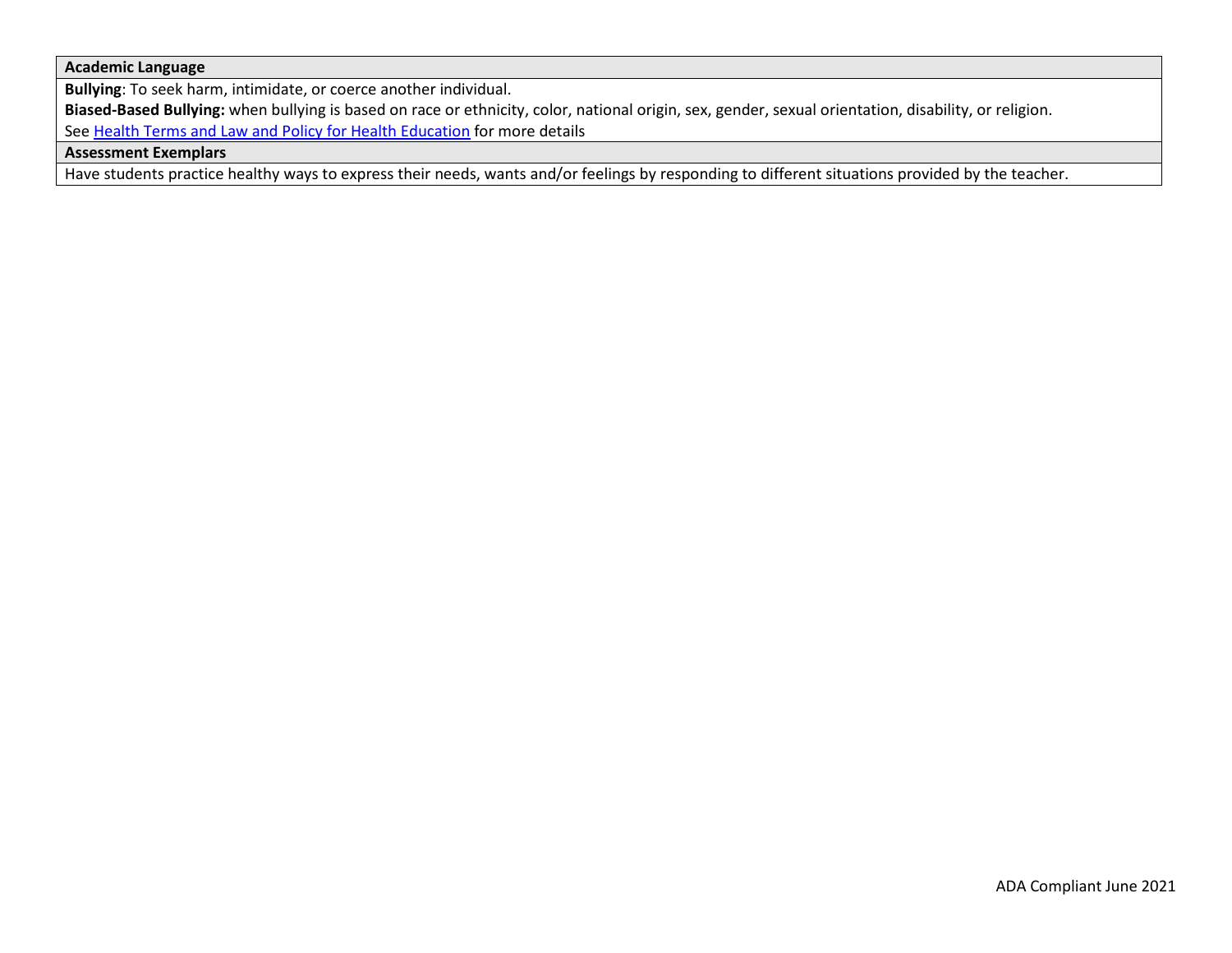| Academic Language |
|---|
| **Bullying**: To seek harm, intimidate, or coerce another individual.<br>**Biased-Based Bullying:** when bullying is based on race or ethnicity, color, national origin, sex, gender, sexual orientation, disability, or religion.<br>See Health Terms and Law and Policy for Health Education for more details |
| **Assessment Exemplars** |
| Have students practice healthy ways to express their needs, wants and/or feelings by responding to different situations provided by the teacher. |

ADA Compliant June 2021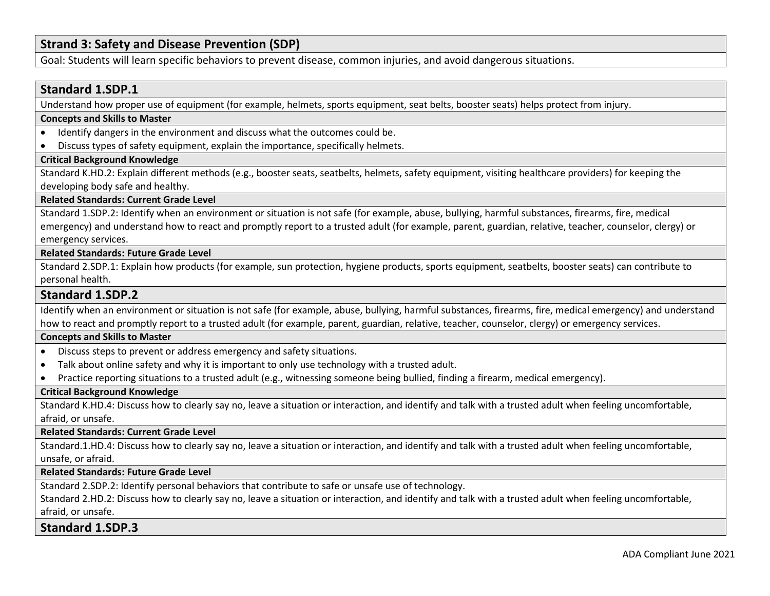## Strand 3: Safety and Disease Prevention (SDP)

Goal: Students will learn specific behaviors to prevent disease, common injuries, and avoid dangerous situations.

### Standard 1.SDP.1

Understand how proper use of equipment (for example, helmets, sports equipment, seat belts, booster seats) helps protect from injury.

**Concepts and Skills to Master**

- Identify dangers in the environment and discuss what the outcomes could be.
- Discuss types of safety equipment, explain the importance, specifically helmets.

**Critical Background Knowledge**

Standard K.HD.2: Explain different methods (e.g., booster seats, seatbelts, helmets, safety equipment, visiting healthcare providers) for keeping the developing body safe and healthy.

**Related Standards: Current Grade Level**

Standard 1.SDP.2: Identify when an environment or situation is not safe (for example, abuse, bullying, harmful substances, firearms, fire, medical emergency) and understand how to react and promptly report to a trusted adult (for example, parent, guardian, relative, teacher, counselor, clergy) or emergency services.

**Related Standards: Future Grade Level**

Standard 2.SDP.1: Explain how products (for example, sun protection, hygiene products, sports equipment, seatbelts, booster seats) can contribute to personal health.

### Standard 1.SDP.2

Identify when an environment or situation is not safe (for example, abuse, bullying, harmful substances, firearms, fire, medical emergency) and understand how to react and promptly report to a trusted adult (for example, parent, guardian, relative, teacher, counselor, clergy) or emergency services.

**Concepts and Skills to Master**

- Discuss steps to prevent or address emergency and safety situations.
- Talk about online safety and why it is important to only use technology with a trusted adult.
- Practice reporting situations to a trusted adult (e.g., witnessing someone being bullied, finding a firearm, medical emergency).

**Critical Background Knowledge**

Standard K.HD.4: Discuss how to clearly say no, leave a situation or interaction, and identify and talk with a trusted adult when feeling uncomfortable, afraid, or unsafe.

**Related Standards: Current Grade Level**

Standard.1.HD.4: Discuss how to clearly say no, leave a situation or interaction, and identify and talk with a trusted adult when feeling uncomfortable, unsafe, or afraid.

**Related Standards: Future Grade Level**

Standard 2.SDP.2: Identify personal behaviors that contribute to safe or unsafe use of technology.
Standard 2.HD.2: Discuss how to clearly say no, leave a situation or interaction, and identify and talk with a trusted adult when feeling uncomfortable, afraid, or unsafe.

### Standard 1.SDP.3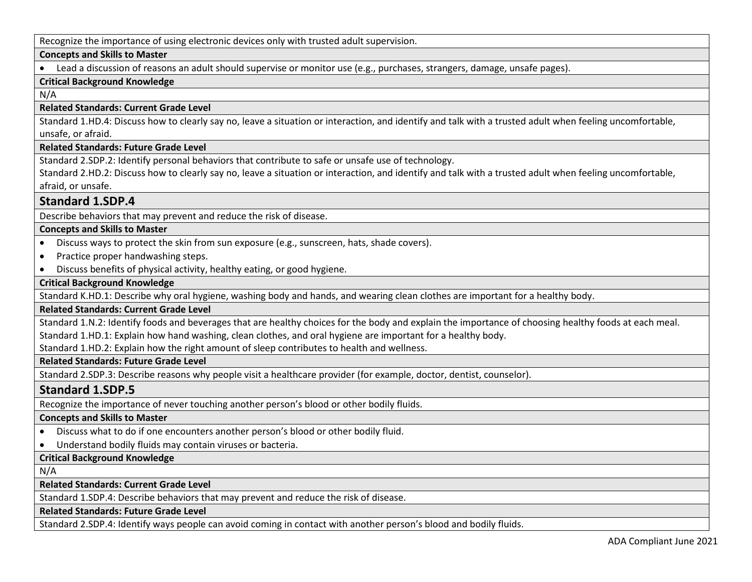Recognize the importance of using electronic devices only with trusted adult supervision.

**Concepts and Skills to Master**

- Lead a discussion of reasons an adult should supervise or monitor use (e.g., purchases, strangers, damage, unsafe pages).

**Critical Background Knowledge**

N/A

**Related Standards: Current Grade Level**

Standard 1.HD.4: Discuss how to clearly say no, leave a situation or interaction, and identify and talk with a trusted adult when feeling uncomfortable, unsafe, or afraid.

**Related Standards: Future Grade Level**

Standard 2.SDP.2: Identify personal behaviors that contribute to safe or unsafe use of technology.

Standard 2.HD.2: Discuss how to clearly say no, leave a situation or interaction, and identify and talk with a trusted adult when feeling uncomfortable, afraid, or unsafe.

## Standard 1.SDP.4

Describe behaviors that may prevent and reduce the risk of disease.

**Concepts and Skills to Master**

- Discuss ways to protect the skin from sun exposure (e.g., sunscreen, hats, shade covers).
- Practice proper handwashing steps.
- Discuss benefits of physical activity, healthy eating, or good hygiene.

**Critical Background Knowledge**

Standard K.HD.1: Describe why oral hygiene, washing body and hands, and wearing clean clothes are important for a healthy body.

**Related Standards: Current Grade Level**

Standard 1.N.2: Identify foods and beverages that are healthy choices for the body and explain the importance of choosing healthy foods at each meal.

Standard 1.HD.1: Explain how hand washing, clean clothes, and oral hygiene are important for a healthy body.

Standard 1.HD.2: Explain how the right amount of sleep contributes to health and wellness.

**Related Standards: Future Grade Level**

Standard 2.SDP.3: Describe reasons why people visit a healthcare provider (for example, doctor, dentist, counselor).

## Standard 1.SDP.5

Recognize the importance of never touching another person's blood or other bodily fluids.

**Concepts and Skills to Master**

- Discuss what to do if one encounters another person's blood or other bodily fluid.
- Understand bodily fluids may contain viruses or bacteria.

**Critical Background Knowledge**

N/A

**Related Standards: Current Grade Level**

Standard 1.SDP.4: Describe behaviors that may prevent and reduce the risk of disease.

**Related Standards: Future Grade Level**

Standard 2.SDP.4: Identify ways people can avoid coming in contact with another person's blood and bodily fluids.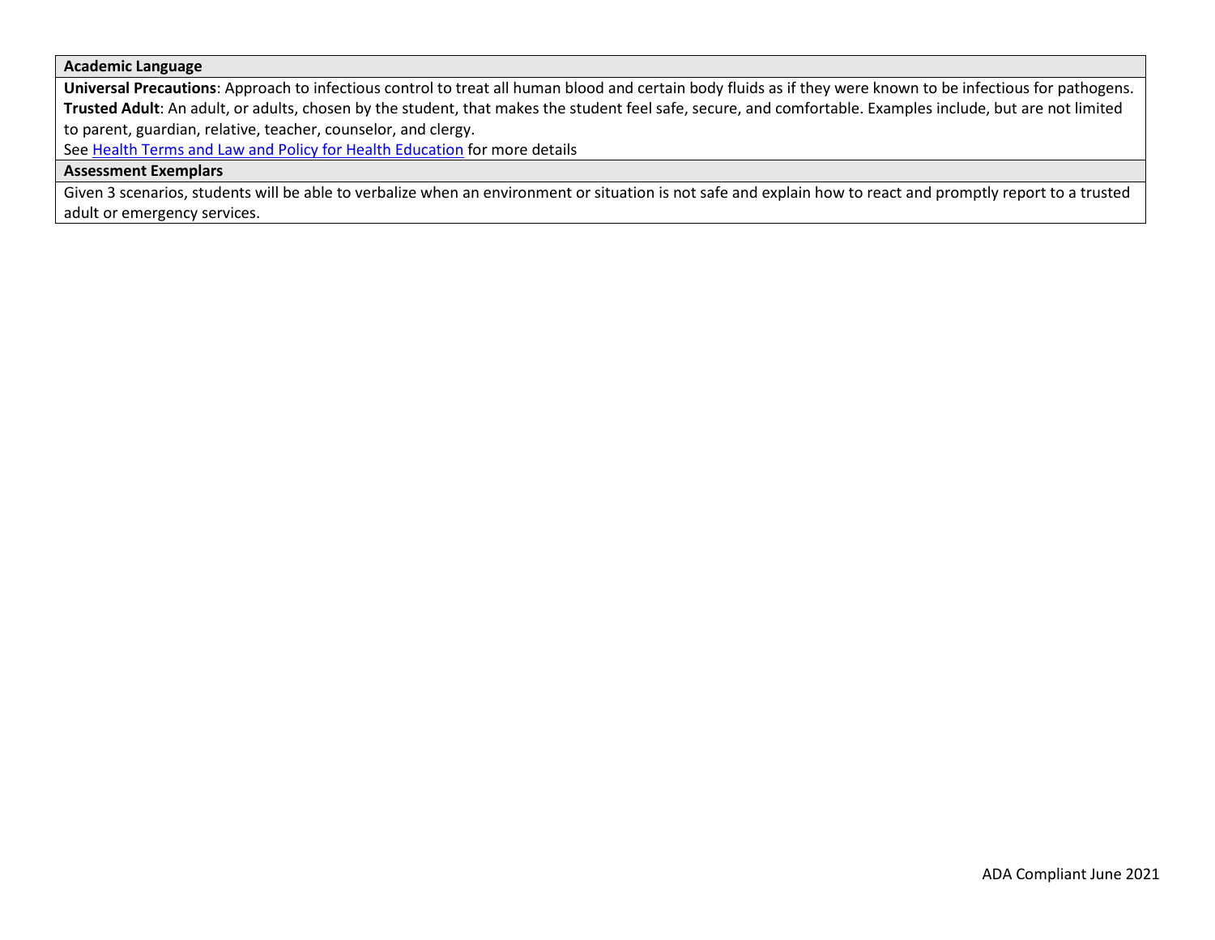**Academic Language**

**Universal Precautions**: Approach to infectious control to treat all human blood and certain body fluids as if they were known to be infectious for pathogens.
**Trusted Adult**: An adult, or adults, chosen by the student, that makes the student feel safe, secure, and comfortable. Examples include, but are not limited to parent, guardian, relative, teacher, counselor, and clergy.
See Health Terms and Law and Policy for Health Education for more details

**Assessment Exemplars**

Given 3 scenarios, students will be able to verbalize when an environment or situation is not safe and explain how to react and promptly report to a trusted adult or emergency services.

ADA Compliant June 2021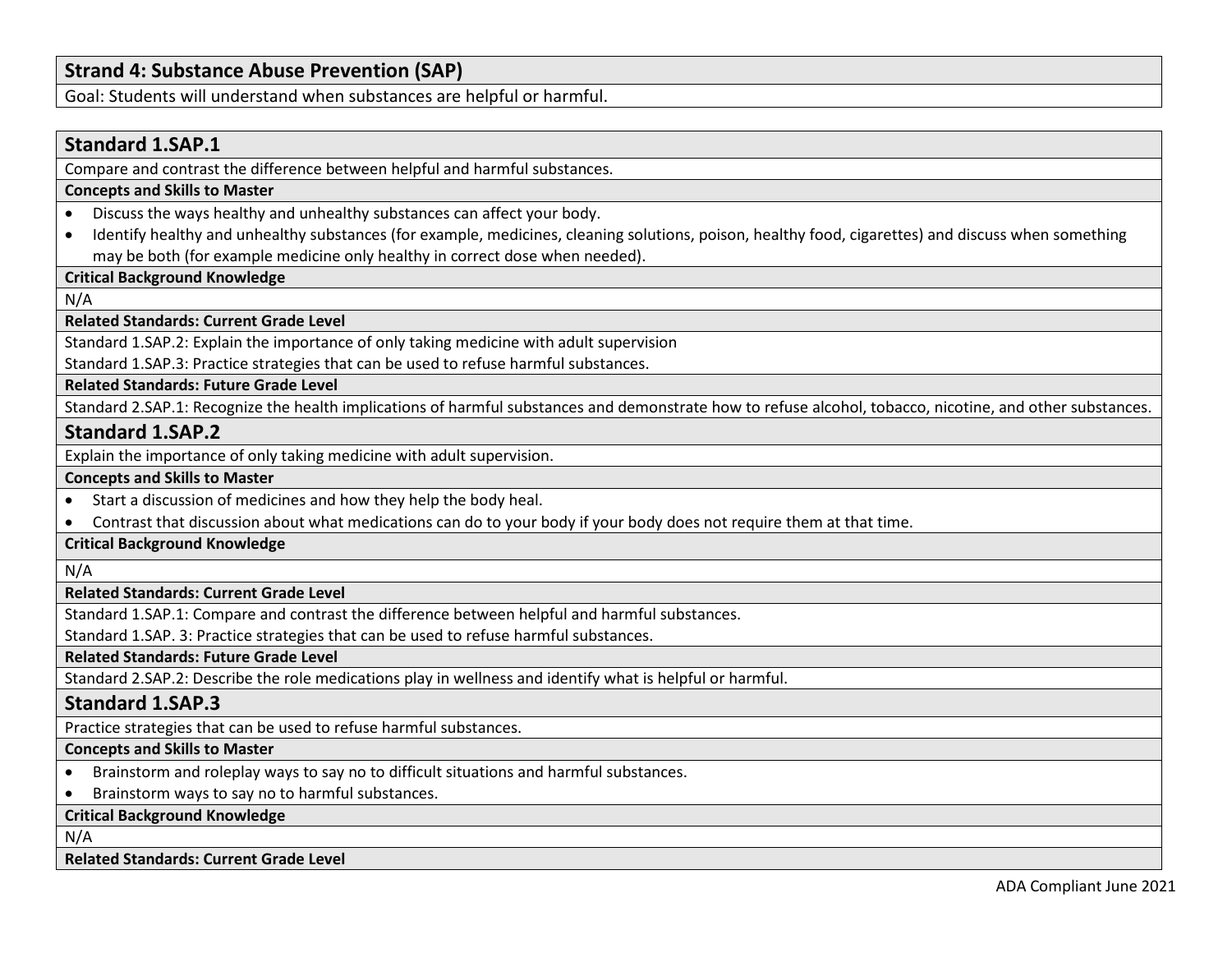## Strand 4: Substance Abuse Prevention (SAP)

Goal: Students will understand when substances are helpful or harmful.

### Standard 1.SAP.1

Compare and contrast the difference between helpful and harmful substances.

**Concepts and Skills to Master**

- Discuss the ways healthy and unhealthy substances can affect your body.
- Identify healthy and unhealthy substances (for example, medicines, cleaning solutions, poison, healthy food, cigarettes) and discuss when something may be both (for example medicine only healthy in correct dose when needed).

**Critical Background Knowledge**

N/A

**Related Standards: Current Grade Level**

Standard 1.SAP.2: Explain the importance of only taking medicine with adult supervision

Standard 1.SAP.3: Practice strategies that can be used to refuse harmful substances.

**Related Standards: Future Grade Level**

Standard 2.SAP.1: Recognize the health implications of harmful substances and demonstrate how to refuse alcohol, tobacco, nicotine, and other substances.

### Standard 1.SAP.2

Explain the importance of only taking medicine with adult supervision.

**Concepts and Skills to Master**

- Start a discussion of medicines and how they help the body heal.
- Contrast that discussion about what medications can do to your body if your body does not require them at that time.

**Critical Background Knowledge**

N/A

**Related Standards: Current Grade Level**

Standard 1.SAP.1: Compare and contrast the difference between helpful and harmful substances.

Standard 1.SAP. 3: Practice strategies that can be used to refuse harmful substances.

**Related Standards: Future Grade Level**

Standard 2.SAP.2: Describe the role medications play in wellness and identify what is helpful or harmful.

### Standard 1.SAP.3

Practice strategies that can be used to refuse harmful substances.

**Concepts and Skills to Master**

- Brainstorm and roleplay ways to say no to difficult situations and harmful substances.
- Brainstorm ways to say no to harmful substances.

**Critical Background Knowledge**

N/A

**Related Standards: Current Grade Level**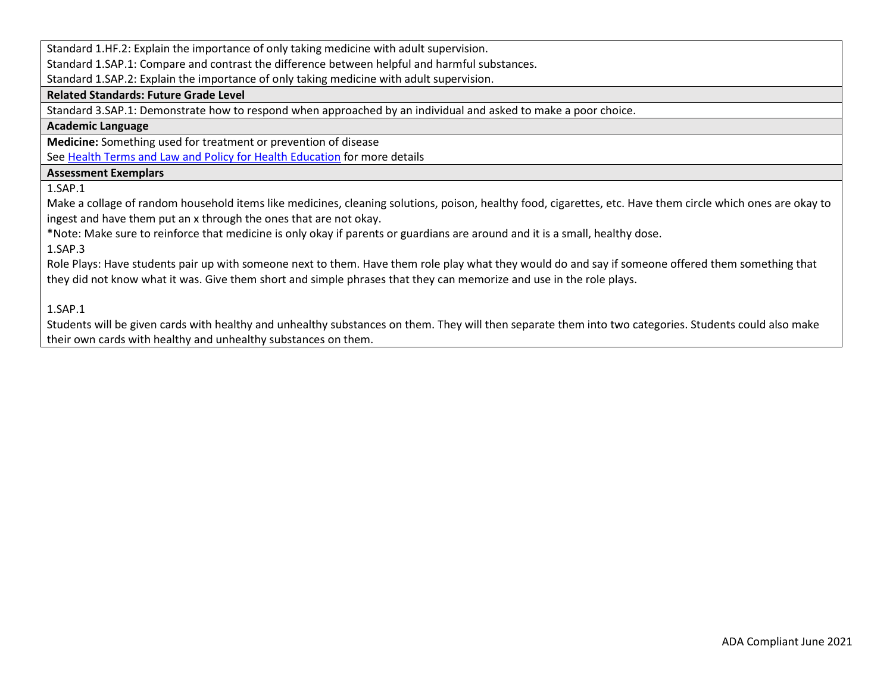Standard 1.HF.2: Explain the importance of only taking medicine with adult supervision.

Standard 1.SAP.1: Compare and contrast the difference between helpful and harmful substances.

Standard 1.SAP.2: Explain the importance of only taking medicine with adult supervision.

**Related Standards: Future Grade Level**

Standard 3.SAP.1: Demonstrate how to respond when approached by an individual and asked to make a poor choice.

**Academic Language**

**Medicine:** Something used for treatment or prevention of disease

See [Health Terms and Law and Policy for Health Education](Health Terms and Law and Policy for Health Education) for more details

**Assessment Exemplars**

1.SAP.1

Make a collage of random household items like medicines, cleaning solutions, poison, healthy food, cigarettes, etc. Have them circle which ones are okay to ingest and have them put an x through the ones that are not okay.

*Note: Make sure to reinforce that medicine is only okay if parents or guardians are around and it is a small, healthy dose.

1.SAP.3

Role Plays: Have students pair up with someone next to them. Have them role play what they would do and say if someone offered them something that they did not know what it was. Give them short and simple phrases that they can memorize and use in the role plays.

1.SAP.1

Students will be given cards with healthy and unhealthy substances on them. They will then separate them into two categories. Students could also make their own cards with healthy and unhealthy substances on them.

ADA Compliant June 2021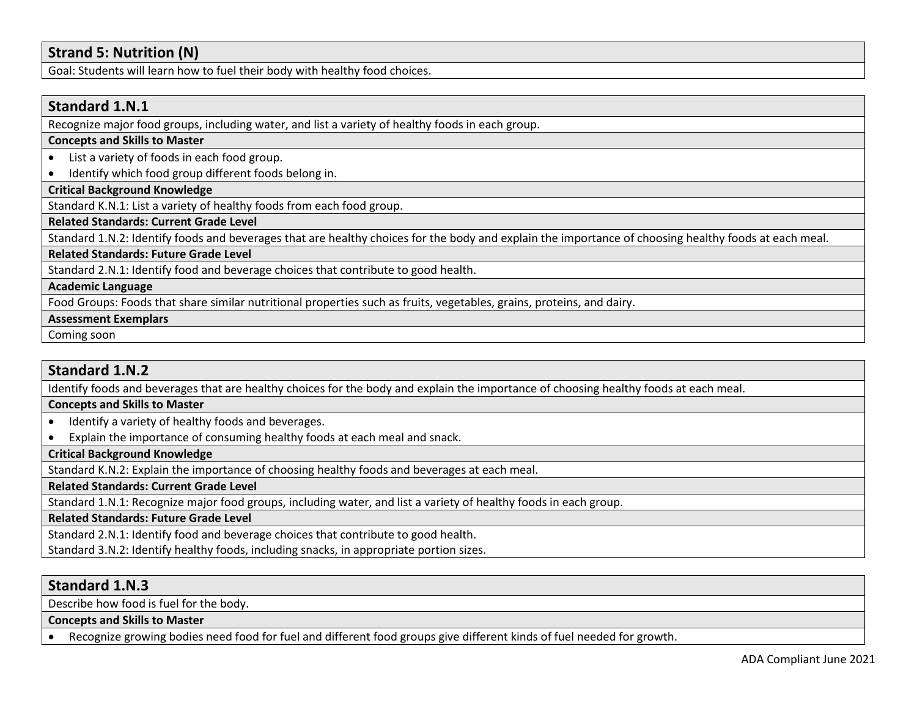## Strand 5: Nutrition (N)

Goal: Students will learn how to fuel their body with healthy food choices.

### Standard 1.N.1

Recognize major food groups, including water, and list a variety of healthy foods in each group.

**Concepts and Skills to Master**

- List a variety of foods in each food group.
- Identify which food group different foods belong in.

**Critical Background Knowledge**

Standard K.N.1: List a variety of healthy foods from each food group.

**Related Standards: Current Grade Level**

Standard 1.N.2: Identify foods and beverages that are healthy choices for the body and explain the importance of choosing healthy foods at each meal.

**Related Standards: Future Grade Level**

Standard 2.N.1: Identify food and beverage choices that contribute to good health.

**Academic Language**

Food Groups: Foods that share similar nutritional properties such as fruits, vegetables, grains, proteins, and dairy.

**Assessment Exemplars**

Coming soon

### Standard 1.N.2

Identify foods and beverages that are healthy choices for the body and explain the importance of choosing healthy foods at each meal.

**Concepts and Skills to Master**

- Identify a variety of healthy foods and beverages.
- Explain the importance of consuming healthy foods at each meal and snack.

**Critical Background Knowledge**

Standard K.N.2: Explain the importance of choosing healthy foods and beverages at each meal.

**Related Standards: Current Grade Level**

Standard 1.N.1: Recognize major food groups, including water, and list a variety of healthy foods in each group.

**Related Standards: Future Grade Level**

Standard 2.N.1: Identify food and beverage choices that contribute to good health.
Standard 3.N.2: Identify healthy foods, including snacks, in appropriate portion sizes.

### Standard 1.N.3

Describe how food is fuel for the body.

**Concepts and Skills to Master**

- Recognize growing bodies need food for fuel and different food groups give different kinds of fuel needed for growth.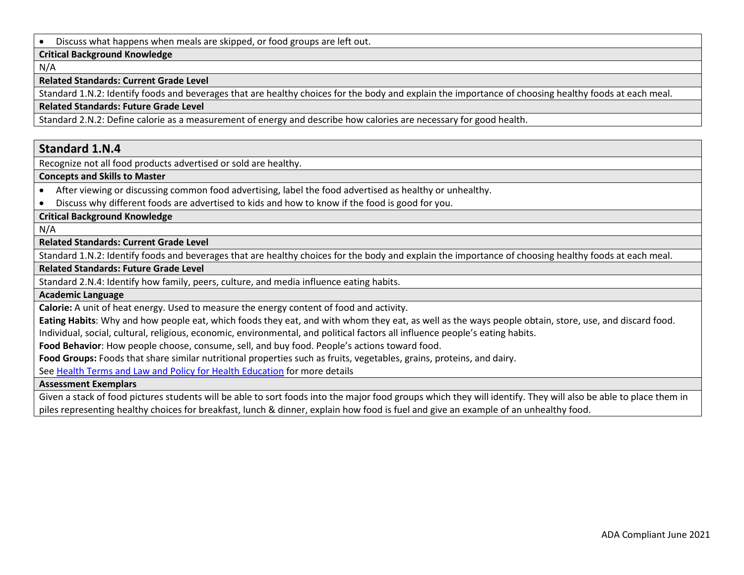- Discuss what happens when meals are skipped, or food groups are left out.

**Critical Background Knowledge**

N/A

**Related Standards: Current Grade Level**

Standard 1.N.2: Identify foods and beverages that are healthy choices for the body and explain the importance of choosing healthy foods at each meal.

**Related Standards: Future Grade Level**

Standard 2.N.2: Define calorie as a measurement of energy and describe how calories are necessary for good health.

## Standard 1.N.4

Recognize not all food products advertised or sold are healthy.

**Concepts and Skills to Master**

- After viewing or discussing common food advertising, label the food advertised as healthy or unhealthy.
- Discuss why different foods are advertised to kids and how to know if the food is good for you.

**Critical Background Knowledge**

N/A

**Related Standards: Current Grade Level**

Standard 1.N.2: Identify foods and beverages that are healthy choices for the body and explain the importance of choosing healthy foods at each meal.

**Related Standards: Future Grade Level**

Standard 2.N.4: Identify how family, peers, culture, and media influence eating habits.

**Academic Language**

**Calorie:** A unit of heat energy. Used to measure the energy content of food and activity.

**Eating Habits**: Why and how people eat, which foods they eat, and with whom they eat, as well as the ways people obtain, store, use, and discard food. Individual, social, cultural, religious, economic, environmental, and political factors all influence people's eating habits.

**Food Behavior**: How people choose, consume, sell, and buy food. People's actions toward food.

**Food Groups:** Foods that share similar nutritional properties such as fruits, vegetables, grains, proteins, and dairy.

See Health Terms and Law and Policy for Health Education for more details

**Assessment Exemplars**

Given a stack of food pictures students will be able to sort foods into the major food groups which they will identify. They will also be able to place them in piles representing healthy choices for breakfast, lunch & dinner, explain how food is fuel and give an example of an unhealthy food.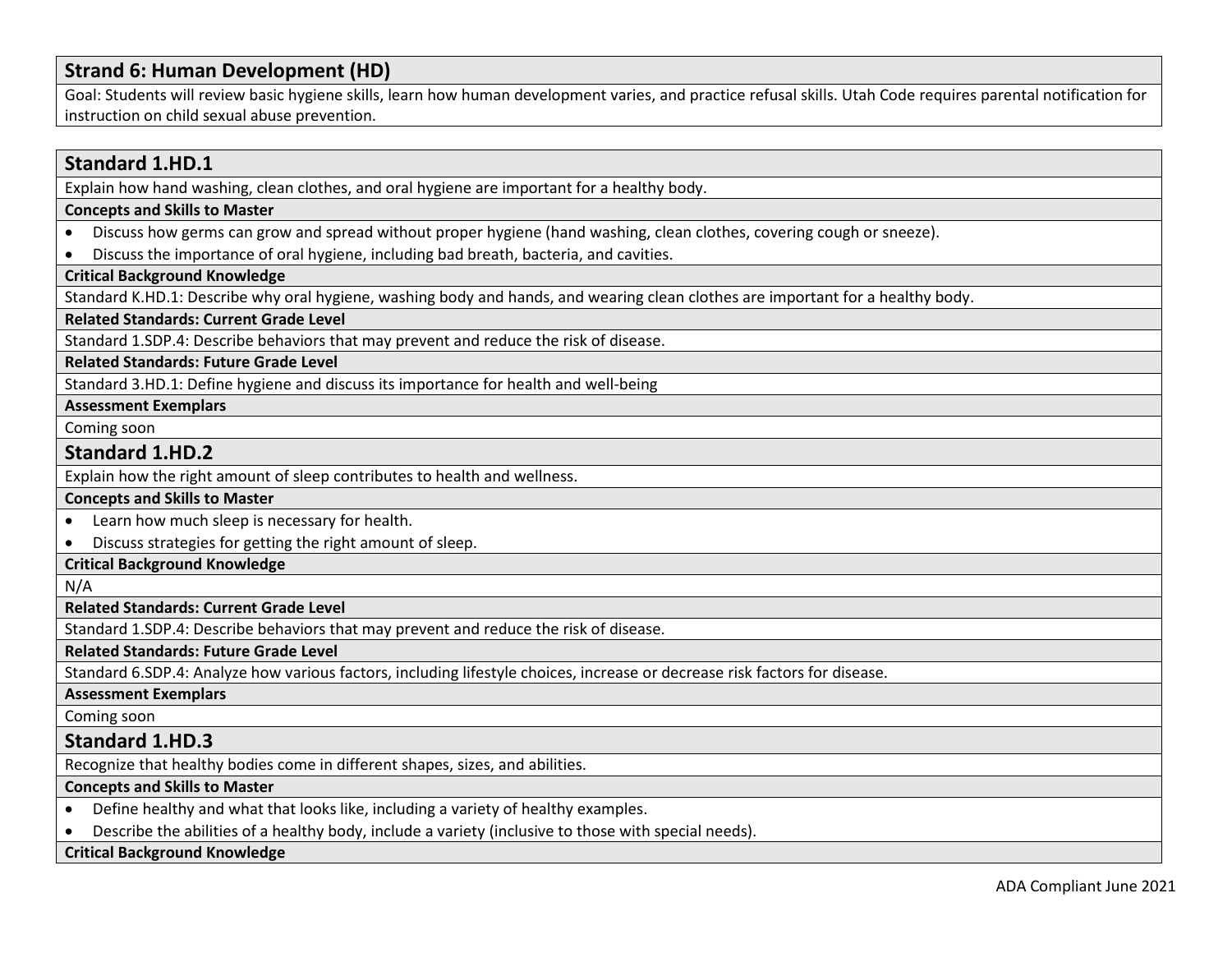## Strand 6: Human Development (HD)

Goal: Students will review basic hygiene skills, learn how human development varies, and practice refusal skills. Utah Code requires parental notification for instruction on child sexual abuse prevention.

### Standard 1.HD.1

Explain how hand washing, clean clothes, and oral hygiene are important for a healthy body.

**Concepts and Skills to Master**

- Discuss how germs can grow and spread without proper hygiene (hand washing, clean clothes, covering cough or sneeze).
- Discuss the importance of oral hygiene, including bad breath, bacteria, and cavities.

**Critical Background Knowledge**

Standard K.HD.1: Describe why oral hygiene, washing body and hands, and wearing clean clothes are important for a healthy body.

**Related Standards: Current Grade Level**

Standard 1.SDP.4: Describe behaviors that may prevent and reduce the risk of disease.

**Related Standards: Future Grade Level**

Standard 3.HD.1: Define hygiene and discuss its importance for health and well-being

**Assessment Exemplars**

Coming soon

### Standard 1.HD.2

Explain how the right amount of sleep contributes to health and wellness.

**Concepts and Skills to Master**

- Learn how much sleep is necessary for health.
- Discuss strategies for getting the right amount of sleep.

**Critical Background Knowledge**

N/A

**Related Standards: Current Grade Level**

Standard 1.SDP.4: Describe behaviors that may prevent and reduce the risk of disease.

**Related Standards: Future Grade Level**

Standard 6.SDP.4: Analyze how various factors, including lifestyle choices, increase or decrease risk factors for disease.

**Assessment Exemplars**

Coming soon

### Standard 1.HD.3

Recognize that healthy bodies come in different shapes, sizes, and abilities.

**Concepts and Skills to Master**

- Define healthy and what that looks like, including a variety of healthy examples.
- Describe the abilities of a healthy body, include a variety (inclusive to those with special needs).

**Critical Background Knowledge**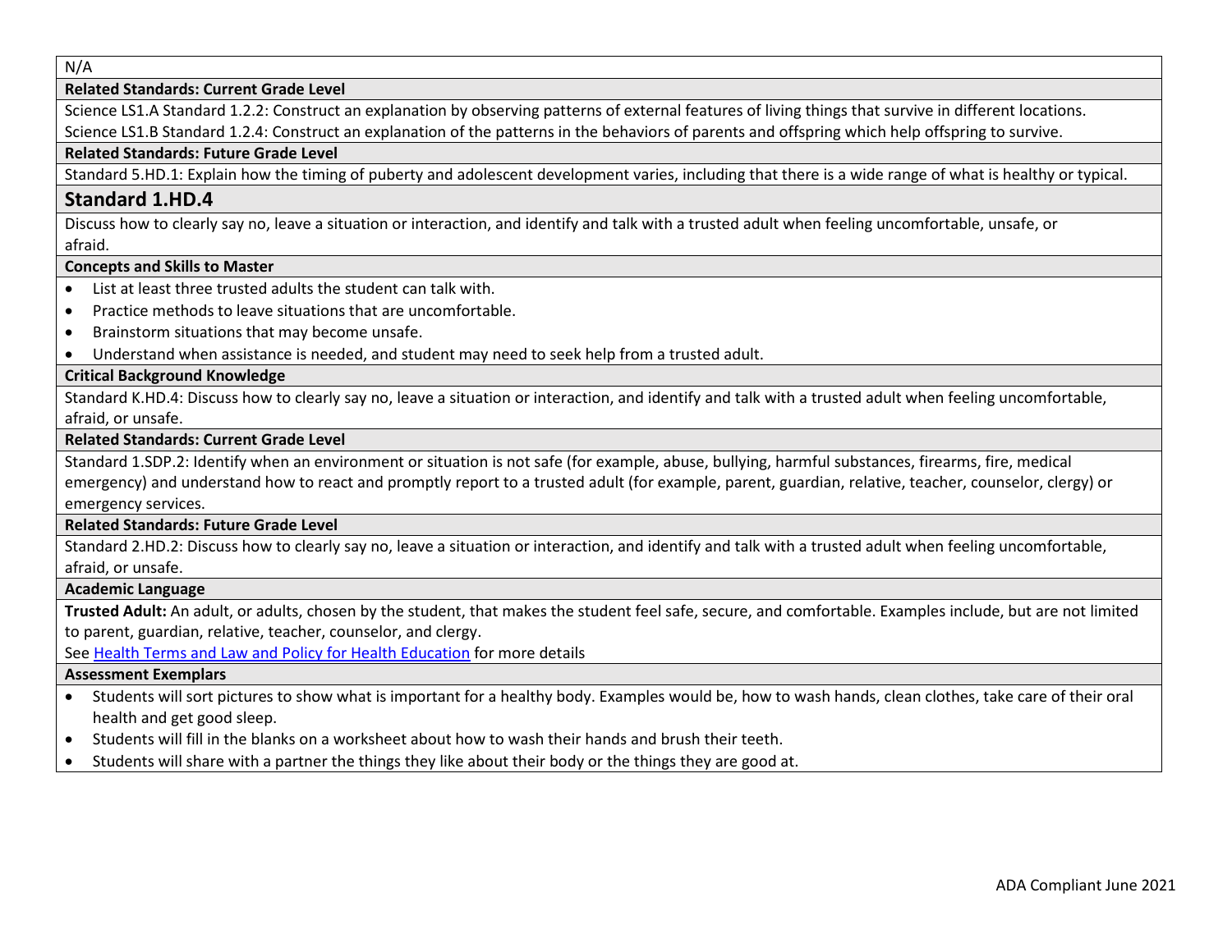N/A

**Related Standards: Current Grade Level**

Science LS1.A Standard 1.2.2: Construct an explanation by observing patterns of external features of living things that survive in different locations.
Science LS1.B Standard 1.2.4: Construct an explanation of the patterns in the behaviors of parents and offspring which help offspring to survive.

**Related Standards: Future Grade Level**

Standard 5.HD.1: Explain how the timing of puberty and adolescent development varies, including that there is a wide range of what is healthy or typical.

## Standard 1.HD.4

Discuss how to clearly say no, leave a situation or interaction, and identify and talk with a trusted adult when feeling uncomfortable, unsafe, or afraid.

**Concepts and Skills to Master**

- List at least three trusted adults the student can talk with.
- Practice methods to leave situations that are uncomfortable.
- Brainstorm situations that may become unsafe.
- Understand when assistance is needed, and student may need to seek help from a trusted adult.

**Critical Background Knowledge**

Standard K.HD.4: Discuss how to clearly say no, leave a situation or interaction, and identify and talk with a trusted adult when feeling uncomfortable, afraid, or unsafe.

**Related Standards: Current Grade Level**

Standard 1.SDP.2: Identify when an environment or situation is not safe (for example, abuse, bullying, harmful substances, firearms, fire, medical emergency) and understand how to react and promptly report to a trusted adult (for example, parent, guardian, relative, teacher, counselor, clergy) or emergency services.

**Related Standards: Future Grade Level**

Standard 2.HD.2: Discuss how to clearly say no, leave a situation or interaction, and identify and talk with a trusted adult when feeling uncomfortable, afraid, or unsafe.

**Academic Language**

**Trusted Adult:** An adult, or adults, chosen by the student, that makes the student feel safe, secure, and comfortable. Examples include, but are not limited to parent, guardian, relative, teacher, counselor, and clergy.
See Health Terms and Law and Policy for Health Education for more details

**Assessment Exemplars**

- Students will sort pictures to show what is important for a healthy body. Examples would be, how to wash hands, clean clothes, take care of their oral health and get good sleep.
- Students will fill in the blanks on a worksheet about how to wash their hands and brush their teeth.
- Students will share with a partner the things they like about their body or the things they are good at.

ADA Compliant June 2021